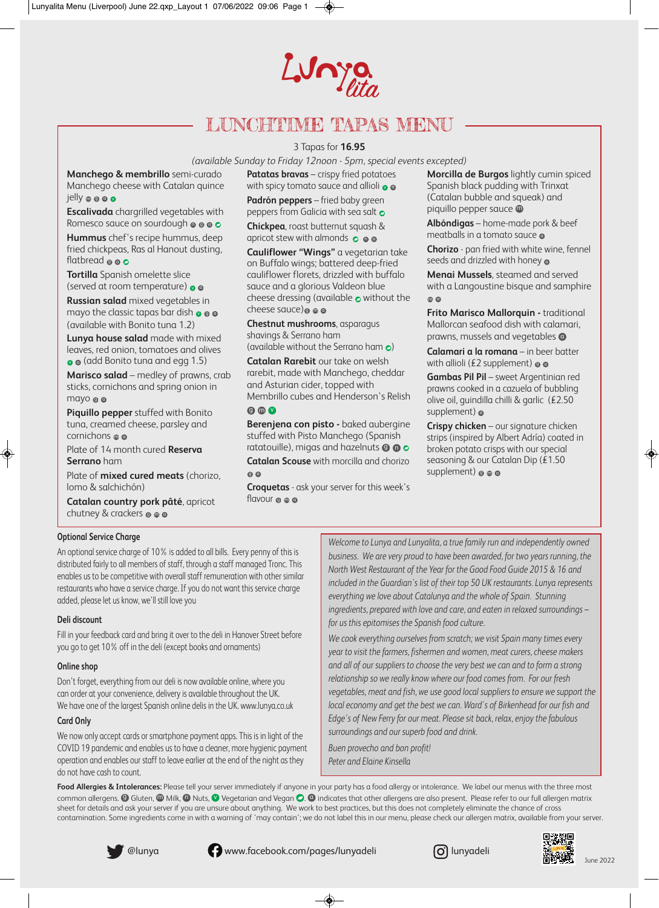# Lunyalita

## LUNCHTIME TAPAS MENU

3 Tapas for **16.95**

*(available Sunday to Friday 12noon - 5pm, special events excepted)*

**Manchego & membrillo** semi-curado Manchego cheese with Catalan quince jelly ⓜ ⓖ ⓝ ⓥ

**Escalivada** chargrilled vegetables with Romesco sauce on sourdough ⓝ ⓖ ⓞ ⓥ

**Hummus** chef's recipe hummus, deep fried chickpeas, Ras al Hanout dusting, flatbread ⓖ ⓞ ⓥ

**Tortilla** Spanish omelette slice (served at room temperature) ⓥ ⓞ

**Russian salad** mixed vegetables in mayo the classic tapas bar dish ⓥ ⓖ ⓞ (available with Bonito tuna 1.2)

**Lunya house salad** made with mixed leaves, red onion, tomatoes and olives ⓥ ⓞ (add Bonito tuna and egg 1.5)

**Marisco salad** – medley of prawns, crab sticks, cornichons and spring onion in mayo ⓖ ⓞ

**Piquillo pepper** stuffed with Bonito tuna, creamed cheese, parsley and cornichons ⓜ ⓞ

Plate of 14 month cured **Reserva Serrano** ham

Plate of **mixed cured meats** (chorizo, lomo & salchichón)

**Catalan country pork pâté**, apricot chutney & crackers ⓖ ⓜ ⓞ

**Patatas bravas** – crispy fried potatoes with spicy tomato sauce and allioli ⓥ ⓞ

**Padrón peppers** – fried baby green peppers from Galicia with sea salt ⓥ

**Chickpea**, roast butternut squash & apricot stew with almonds ⓥ ⓝ ⓞ

**Cauliflower "Wings"** a vegetarian take on Buffalo wings; battered deep-fried cauliflower florets, drizzled with buffalo sauce and a glorious Valdeon blue cheese dressing (available ⓥ without the cheese sauce) ⓖ ⓜ ⓞ

**Chestnut mushrooms**, asparagus shavings & Serrano ham (available without the Serrano ham ⓥ)

**Catalan Rarebit** our take on welsh rarebit, made with Manchego, cheddar and Asturian cider, topped with Membrillo cubes and Henderson's Relish ⓖ ⓜ ⓥ

**Berenjena con pisto** - baked aubergine stuffed with Pisto Manchego (Spanish ratatouille), migas and hazelnuts ⓖ ⓝ ⓥ

**Catalan Scouse** with morcilla and chorizo ⓖ ⓞ

**Croquetas** - ask your server for this week's flavour ⓖ ⓜ ⓞ

**Morcilla de Burgos** lightly cumin spiced Spanish black pudding with Trinxat (Catalan bubble and squeak) and piquillo pepper sauce ⓜ

**Albóndigas** – home-made pork & beef meatballs in a tomato sauce ⓞ

**Chorizo** - pan fried with white wine, fennel seeds and drizzled with honey ⓞ

**Menai Mussels**, steamed and served with a Langoustine bisque and samphire ⓜ ⓞ

**Frito Marisco Mallorquin** - traditional Mallorcan seafood dish with calamari, prawns, mussels and vegetables ⓞ

**Calamari a la romana** – in beer batter with allioli (£2 supplement) ⓖ ⓞ

**Gambas Pil Pil** – sweet Argentinian red prawns cooked in a cazuela of bubbling olive oil, guindilla chilli & garlic (£2.50 supplement) ⓞ

**Crispy chicken** – our signature chicken strips (inspired by Albert Adría) coated in broken potato crisps with our special seasoning & our Catalan Dip (£1.50 supplement) ⓖ ⓜ ⓞ

### Optional Service Charge

An optional service charge of 10% is added to all bills. Every penny of this is distributed fairly to all members of staff, through a staff managed Tronc. This enables us to be competitive with overall staff remuneration with other similar restaurants who have a service charge. If you do not want this service charge added, please let us know, we'll still love you

### Deli discount

Fill in your feedback card and bring it over to the deli in Hanover Street before you go to get 10% off in the deli (except books and ornaments)

### Online shop

Don't forget, everything from our deli is now available online, where you can order at your convenience, delivery is available throughout the UK. We have one of the largest Spanish online delis in the UK. www.lunya.co.uk

### Card Only

We now only accept cards or smartphone payment apps. This is in light of the COVID 19 pandemic and enables us to have a cleaner, more hygienic payment operation and enables our staff to leave earlier at the end of the night as they do not have cash to count.

*Welcome to Lunya and Lunyalita, a true family run and independently owned business. We are very proud to have been awarded, for two years running, the North West Restaurant of the Year for the Good Food Guide 2015 & 16 and included in the Guardian's list of their top 50 UK restaurants. Lunya represents everything we love about Catalunya and the whole of Spain. Stunning ingredients, prepared with love and care, and eaten in relaxed surroundings – for us this epitomises the Spanish food culture.*

*We cook everything ourselves from scratch; we visit Spain many times every year to visit the farmers, fishermen and women, meat curers, cheese makers and all of our suppliers to choose the very best we can and to form a strong relationship so we really know where our food comes from. For our fresh vegetables, meat and fish, we use good local suppliers to ensure we support the local economy and get the best we can. Ward's of Birkenhead for our fish and Edge's of New Ferry for our meat. Please sit back, relax, enjoy the fabulous surroundings and our superb food and drink.*

*Buen provecho and bon profit!*
*Peter and Elaine Kinsella*

**Food Allergies & Intolerances:** Please tell your server immediately if anyone in your party has a food allergy or intolerance. We label our menus with the three most common allergens. ⓖ Gluten, ⓜ Milk, ⓝ Nuts, ⓥ Vegetarian and Vegan ⓥ. ⓞ indicates that other allergens are also present. Please refer to our full allergen matrix sheet for details and ask your server if you are unsure about anything. We work to best practices, but this does not completely eliminate the chance of cross contamination. Some ingredients come in with a warning of 'may contain'; we do not label this in our menu, please check our allergen matrix, available from your server.

@lunya | www.facebook.com/pages/lunyadeli | lunyadeli

June 2022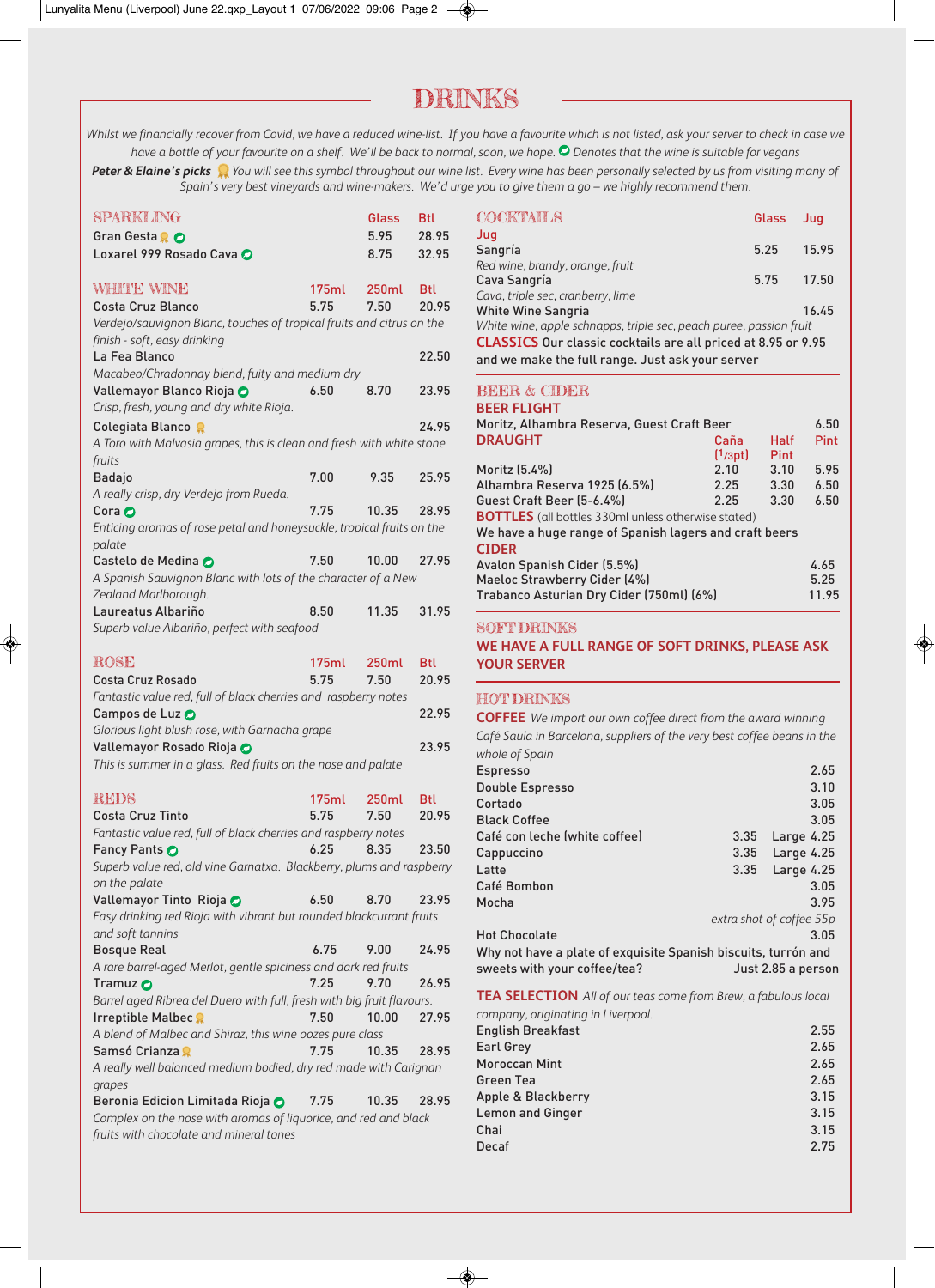# DRINKS

*Whilst we financially recover from Covid, we have a reduced wine-list. If you have a favourite which is not listed, ask your server to check in case we have a bottle of your favourite on a shelf. We'll be back to normal, soon, we hope.* ✓ *Denotes that the wine is suitable for vegans*

***Peter & Elaine's picks*** 🏅 *You will see this symbol throughout our wine list. Every wine has been personally selected by us from visiting many of Spain's very best vineyards and wine-makers. We'd urge you to give them a go – we highly recommend them.*

## SPARKLING

| | Glass | Btl |
|---|---|---|
| Gran Gesta 🏅 ✓ | 5.95 | 28.95 |
| Loxarel 999 Rosado Cava ✓ | 8.75 | 32.95 |

## WHITE WINE

| | 175ml | 250ml | Btl |
|---|---|---|---|
| Costa Cruz Blanco<br>*Verdejo/sauvignon Blanc, touches of tropical fruits and citrus on the finish - soft, easy drinking* | 5.75 | 7.50 | 20.95 |
| La Fea Blanco<br>*Macabeo/Chradonnay blend, fuity and medium dry* | | | 22.50 |
| Vallemayor Blanco Rioja ✓<br>*Crisp, fresh, young and dry white Rioja.* | 6.50 | 8.70 | 23.95 |
| Colegiata Blanco 🏅<br>*A Toro with Malvasia grapes, this is clean and fresh with white stone fruits* | | | 24.95 |
| Badajo<br>*A really crisp, dry Verdejo from Rueda.* | 7.00 | 9.35 | 25.95 |
| Cora ✓<br>*Enticing aromas of rose petal and honeysuckle, tropical fruits on the palate* | 7.75 | 10.35 | 28.95 |
| Castelo de Medina ✓<br>*A Spanish Sauvignon Blanc with lots of the character of a New Zealand Marlborough.* | 7.50 | 10.00 | 27.95 |
| Laureatus Albariño<br>*Superb value Albariño, perfect with seafood* | 8.50 | 11.35 | 31.95 |

## ROSE

| | 175ml | 250ml | Btl |
|---|---|---|---|
| Costa Cruz Rosado<br>*Fantastic value red, full of black cherries and raspberry notes* | 5.75 | 7.50 | 20.95 |
| Campos de Luz ✓<br>*Glorious light blush rose, with Garnacha grape* | | | 22.95 |
| Vallemayor Rosado Rioja ✓<br>*This is summer in a glass. Red fruits on the nose and palate* | | | 23.95 |

## REDS

| | 175ml | 250ml | Btl |
|---|---|---|---|
| Costa Cruz Tinto<br>*Fantastic value red, full of black cherries and raspberry notes* | 5.75 | 7.50 | 20.95 |
| Fancy Pants ✓<br>*Superb value red, old vine Garnatxa. Blackberry, plums and raspberry on the palate* | 6.25 | 8.35 | 23.50 |
| Vallemayor Tinto Rioja ✓<br>*Easy drinking red Rioja with vibrant but rounded blackcurrant fruits and soft tannins* | 6.50 | 8.70 | 23.95 |
| Bosque Real<br>*A rare barrel-aged Merlot, gentle spiciness and dark red fruits* | 6.75 | 9.00 | 24.95 |
| Tramuz ✓<br>*Barrel aged Ribrea del Duero with full, fresh with big fruit flavours.* | 7.25 | 9.70 | 26.95 |
| Irreptible Malbec 🏅<br>*A blend of Malbec and Shiraz, this wine oozes pure class* | 7.50 | 10.00 | 27.95 |
| Samsó Crianza 🏅<br>*A really well balanced medium bodied, dry red made with Carignan grapes* | 7.75 | 10.35 | 28.95 |
| Beronia Edicion Limitada Rioja ✓<br>*Complex on the nose with aromas of liquorice, and red and black fruits with chocolate and mineral tones* | 7.75 | 10.35 | 28.95 |

## COCKTAILS

| Jug | Glass | Jug |
|---|---|---|
| Sangría<br>*Red wine, brandy, orange, fruit* | 5.25 | 15.95 |
| Cava Sangría<br>*Cava, triple sec, cranberry, lime* | 5.75 | 17.50 |
| White Wine Sangria<br>*White wine, apple schnapps, triple sec, peach puree, passion fruit* | | 16.45 |

**CLASSICS** Our classic cocktails are all priced at 8.95 or 9.95 and we make the full range. Just ask your server

## BEER & CIDER

**BEER FLIGHT**

Moritz, Alhambra Reserva, Guest Craft Beer 6.50

**DRAUGHT**

| | Caña ($1/3$pt) | Half Pint | Pint |
|---|---|---|---|
| Moritz (5.4%) | 2.10 | 3.10 | 5.95 |
| Alhambra Reserva 1925 (6.5%) | 2.25 | 3.30 | 6.50 |
| Guest Craft Beer (5-6.4%) | 2.25 | 3.30 | 6.50 |

**BOTTLES** (all bottles 330ml unless otherwise stated)

We have a huge range of Spanish lagers and craft beers

**CIDER**

| | |
|---|---|
| Avalon Spanish Cider (5.5%) | 4.65 |
| Maeloc Strawberry Cider (4%) | 5.25 |
| Trabanco Asturian Dry Cider (750ml) (6%) | 11.95 |

## SOFT DRINKS

**WE HAVE A FULL RANGE OF SOFT DRINKS, PLEASE ASK YOUR SERVER**

## HOT DRINKS

**COFFEE** *We import our own coffee direct from the award winning Café Saula in Barcelona, suppliers of the very best coffee beans in the whole of Spain*

| | | |
|---|---|---|
| Espresso | | 2.65 |
| Double Espresso | | 3.10 |
| Cortado | | 3.05 |
| Black Coffee | | 3.05 |
| Café con leche (white coffee) | 3.35 | Large 4.25 |
| Cappuccino | 3.35 | Large 4.25 |
| Latte | 3.35 | Large 4.25 |
| Café Bombon | | 3.05 |
| Mocha | | 3.95 |

*extra shot of coffee 55p*

| | |
|---|---|
| Hot Chocolate | 3.05 |

Why not have a plate of exquisite Spanish biscuits, turrón and sweets with your coffee/tea? Just 2.85 a person

**TEA SELECTION** *All of our teas come from Brew, a fabulous local company, originating in Liverpool.*

| | |
|---|---|
| English Breakfast | 2.55 |
| Earl Grey | 2.65 |
| Moroccan Mint | 2.65 |
| Green Tea | 2.65 |
| Apple & Blackberry | 3.15 |
| Lemon and Ginger | 3.15 |
| Chai | 3.15 |
| Decaf | 2.75 |